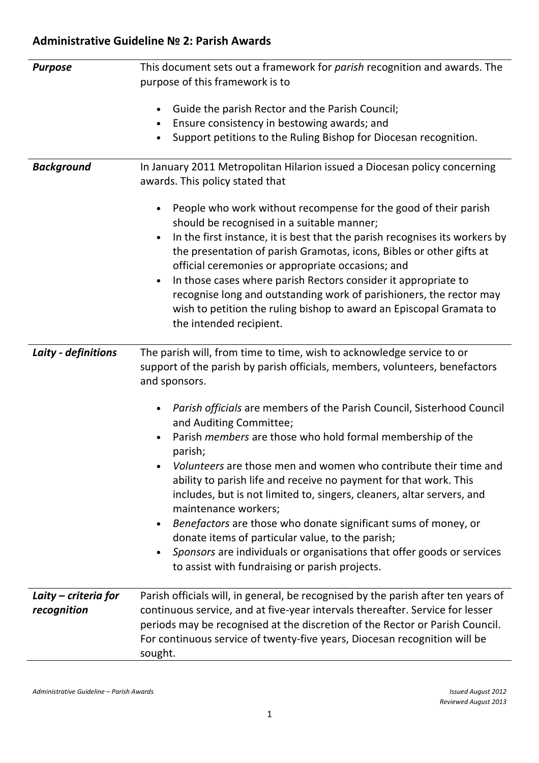## Administrative Guideline № 2: Parish Awards

| | |
|---|---|
| ***Purpose*** | This document sets out a framework for *parish* recognition and awards. The purpose of this framework is to<br><br>• Guide the parish Rector and the Parish Council;<br>• Ensure consistency in bestowing awards; and<br>• Support petitions to the Ruling Bishop for Diocesan recognition. |
| ***Background*** | In January 2011 Metropolitan Hilarion issued a Diocesan policy concerning awards. This policy stated that<br><br>• People who work without recompense for the good of their parish should be recognised in a suitable manner;<br>• In the first instance, it is best that the parish recognises its workers by the presentation of parish Gramotas, icons, Bibles or other gifts at official ceremonies or appropriate occasions; and<br>• In those cases where parish Rectors consider it appropriate to recognise long and outstanding work of parishioners, the rector may wish to petition the ruling bishop to award an Episcopal Gramata to the intended recipient. |
| ***Laity - definitions*** | The parish will, from time to time, wish to acknowledge service to or support of the parish by parish officials, members, volunteers, benefactors and sponsors.<br><br>• *Parish officials* are members of the Parish Council, Sisterhood Council and Auditing Committee;<br>• Parish *members* are those who hold formal membership of the parish;<br>• *Volunteers* are those men and women who contribute their time and ability to parish life and receive no payment for that work. This includes, but is not limited to, singers, cleaners, altar servers, and maintenance workers;<br>• *Benefactors* are those who donate significant sums of money, or donate items of particular value, to the parish;<br>• *Sponsors* are individuals or organisations that offer goods or services to assist with fundraising or parish projects. |
| ***Laity – criteria for recognition*** | Parish officials will, in general, be recognised by the parish after ten years of continuous service, and at five-year intervals thereafter. Service for lesser periods may be recognised at the discretion of the Rector or Parish Council. For continuous service of twenty-five years, Diocesan recognition will be sought. |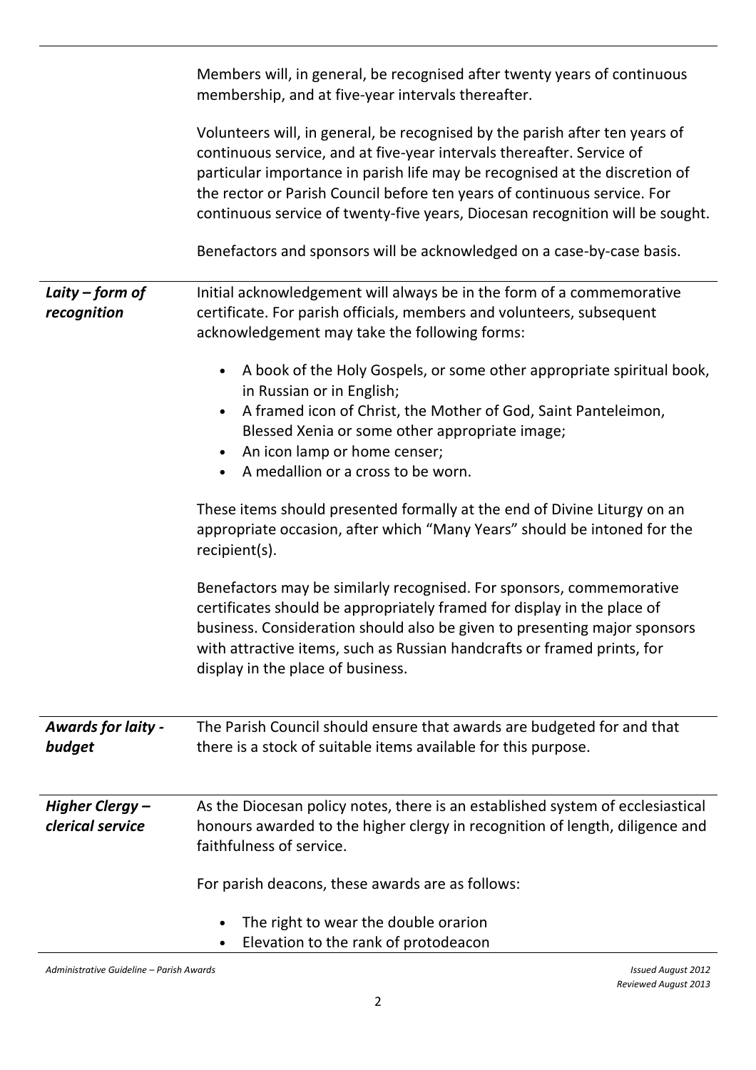Members will, in general, be recognised after twenty years of continuous membership, and at five-year intervals thereafter.

Volunteers will, in general, be recognised by the parish after ten years of continuous service, and at five-year intervals thereafter. Service of particular importance in parish life may be recognised at the discretion of the rector or Parish Council before ten years of continuous service. For continuous service of twenty-five years, Diocesan recognition will be sought.

Benefactors and sponsors will be acknowledged on a case-by-case basis.

***Laity – form of recognition***

Initial acknowledgement will always be in the form of a commemorative certificate. For parish officials, members and volunteers, subsequent acknowledgement may take the following forms:

- A book of the Holy Gospels, or some other appropriate spiritual book, in Russian or in English;
- A framed icon of Christ, the Mother of God, Saint Panteleimon, Blessed Xenia or some other appropriate image;
- An icon lamp or home censer;
- A medallion or a cross to be worn.

These items should presented formally at the end of Divine Liturgy on an appropriate occasion, after which "Many Years" should be intoned for the recipient(s).

Benefactors may be similarly recognised. For sponsors, commemorative certificates should be appropriately framed for display in the place of business. Consideration should also be given to presenting major sponsors with attractive items, such as Russian handcrafts or framed prints, for display in the place of business.

***Awards for laity - budget***

The Parish Council should ensure that awards are budgeted for and that there is a stock of suitable items available for this purpose.

***Higher Clergy – clerical service***

As the Diocesan policy notes, there is an established system of ecclesiastical honours awarded to the higher clergy in recognition of length, diligence and faithfulness of service.

For parish deacons, these awards are as follows:

- The right to wear the double orarion
- Elevation to the rank of protodeacon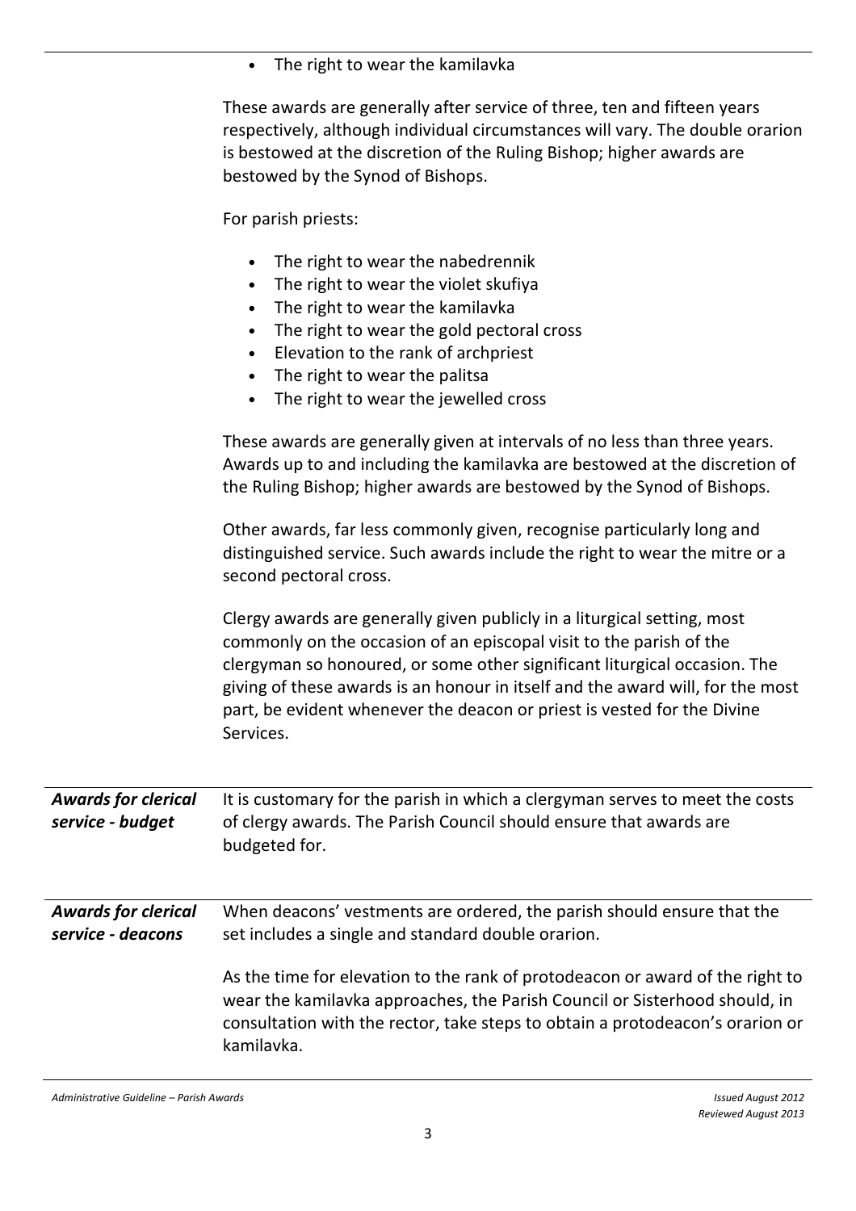- The right to wear the kamilavka

These awards are generally after service of three, ten and fifteen years respectively, although individual circumstances will vary. The double orarion is bestowed at the discretion of the Ruling Bishop; higher awards are bestowed by the Synod of Bishops.

For parish priests:

- The right to wear the nabedrennik
- The right to wear the violet skufiya
- The right to wear the kamilavka
- The right to wear the gold pectoral cross
- Elevation to the rank of archpriest
- The right to wear the palitsa
- The right to wear the jewelled cross

These awards are generally given at intervals of no less than three years. Awards up to and including the kamilavka are bestowed at the discretion of the Ruling Bishop; higher awards are bestowed by the Synod of Bishops.

Other awards, far less commonly given, recognise particularly long and distinguished service. Such awards include the right to wear the mitre or a second pectoral cross.

Clergy awards are generally given publicly in a liturgical setting, most commonly on the occasion of an episcopal visit to the parish of the clergyman so honoured, or some other significant liturgical occasion. The giving of these awards is an honour in itself and the award will, for the most part, be evident whenever the deacon or priest is vested for the Divine Services.

***Awards for clerical service - budget***

It is customary for the parish in which a clergyman serves to meet the costs of clergy awards. The Parish Council should ensure that awards are budgeted for.

***Awards for clerical service - deacons***

When deacons' vestments are ordered, the parish should ensure that the set includes a single and standard double orarion.

As the time for elevation to the rank of protodeacon or award of the right to wear the kamilavka approaches, the Parish Council or Sisterhood should, in consultation with the rector, take steps to obtain a protodeacon's orarion or kamilavka.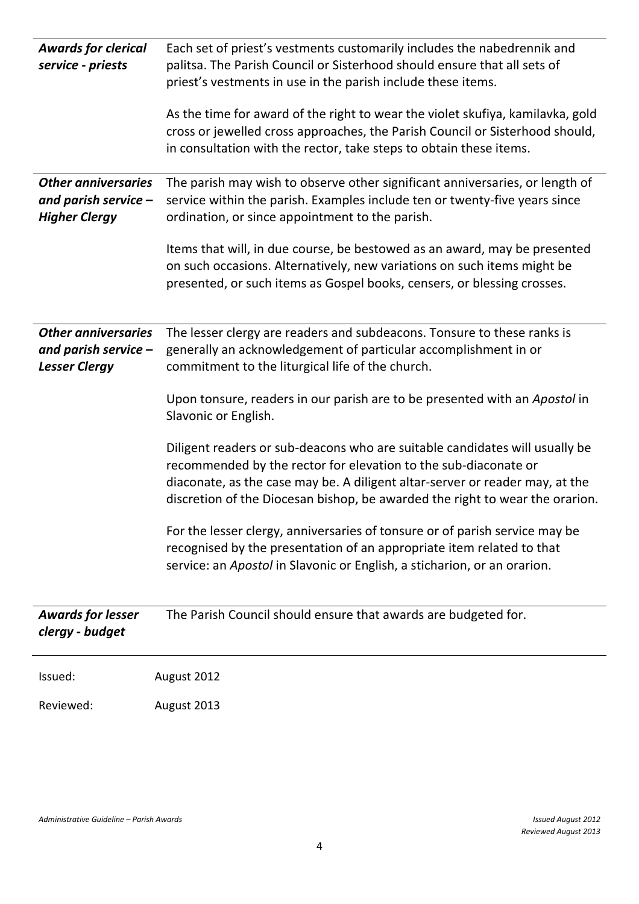| | |
|---|---|
| ***Awards for clerical service - priests*** | Each set of priest's vestments customarily includes the nabedrennik and palitsa. The Parish Council or Sisterhood should ensure that all sets of priest's vestments in use in the parish include these items.<br><br>As the time for award of the right to wear the violet skufiya, kamilavka, gold cross or jewelled cross approaches, the Parish Council or Sisterhood should, in consultation with the rector, take steps to obtain these items. |
| ***Other anniversaries and parish service – Higher Clergy*** | The parish may wish to observe other significant anniversaries, or length of service within the parish. Examples include ten or twenty-five years since ordination, or since appointment to the parish.<br><br>Items that will, in due course, be bestowed as an award, may be presented on such occasions. Alternatively, new variations on such items might be presented, or such items as Gospel books, censers, or blessing crosses. |
| ***Other anniversaries and parish service – Lesser Clergy*** | The lesser clergy are readers and subdeacons. Tonsure to these ranks is generally an acknowledgement of particular accomplishment in or commitment to the liturgical life of the church.<br><br>Upon tonsure, readers in our parish are to be presented with an *Apostol* in Slavonic or English.<br><br>Diligent readers or sub-deacons who are suitable candidates will usually be recommended by the rector for elevation to the sub-diaconate or diaconate, as the case may be. A diligent altar-server or reader may, at the discretion of the Diocesan bishop, be awarded the right to wear the orarion.<br><br>For the lesser clergy, anniversaries of tonsure or of parish service may be recognised by the presentation of an appropriate item related to that service: an *Apostol* in Slavonic or English, a sticharion, or an orarion. |
| ***Awards for lesser clergy - budget*** | The Parish Council should ensure that awards are budgeted for. |

Issued: August 2012

Reviewed: August 2013